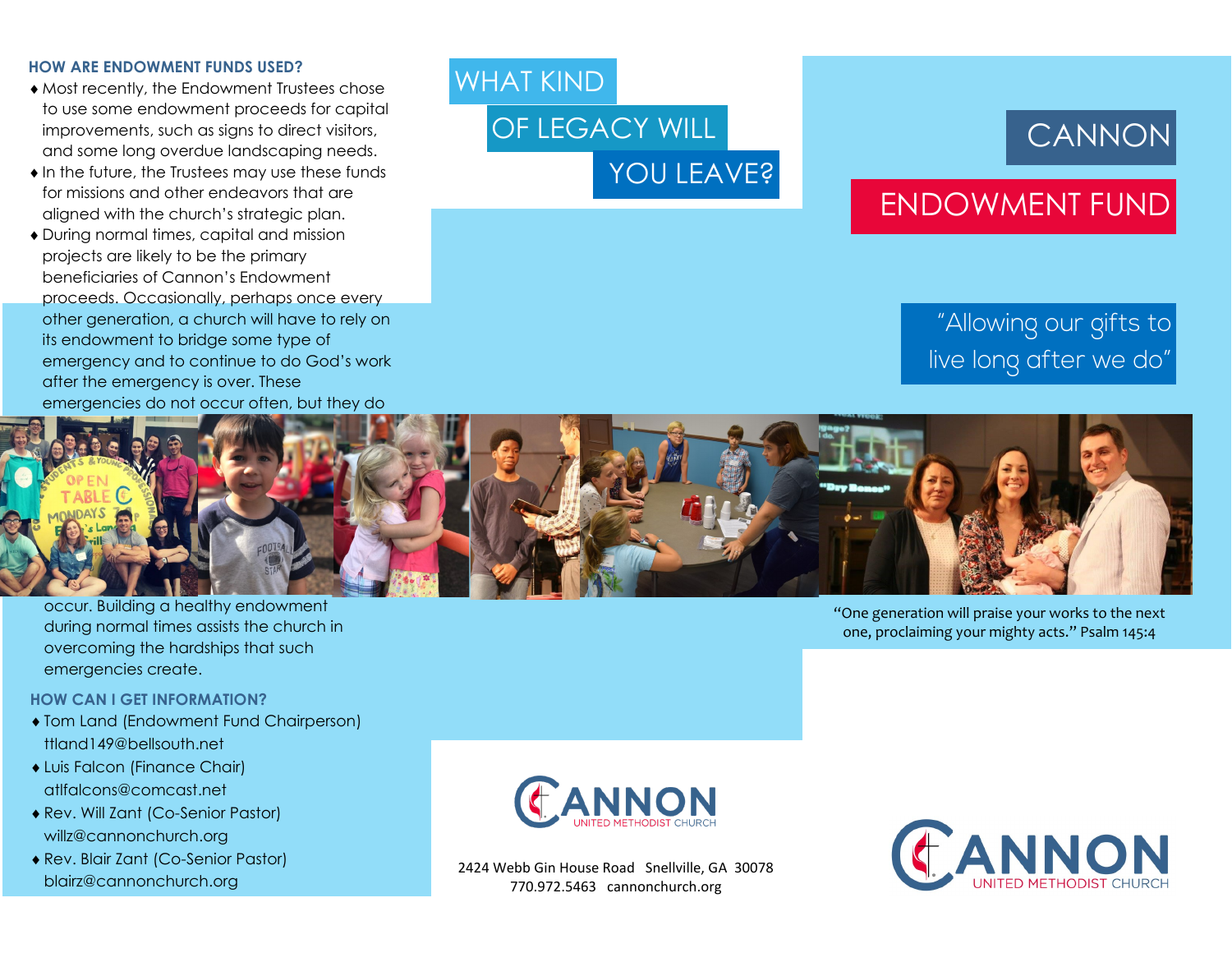## HOW ARE ENDOWMENT FUNDS USED?

- Most recently, the Endowment Trustees chose to use some endowment proceeds for capital improvements, such as signs to direct visitors, and some long overdue landscaping needs.
- In the future, the Trustees may use these funds for missions and other endeavors that are aligned with the church's strategic plan.
- During normal times, capital and mission projects are likely to be the primary beneficiaries of Cannon's Endowment proceeds. Occasionally, perhaps once every other generation, a church will have to rely on its endowment to bridge some type of emergency and to continue to do God's work after the emergency is over. These emergencies do not occur often, but they do occur. Building a healthy endowment during normal times assists the church in overcoming the hardships that such emergencies create.

## HOW CAN I GET INFORMATION?

- Tom Land (Endowment Fund Chairperson) ttland149@bellsouth.net
- Luis Falcon (Finance Chair) atlfalcons@comcast.net
- Rev. Will Zant (Co-Senior Pastor) willz@cannonchurch.org
- Rev. Blair Zant (Co-Senior Pastor) blairz@cannonchurch.org

# WHAT KIND OF LEGACY WILL YOU LEAVE?

CANNON UNITED METHODIST CHURCH

2424 Webb Gin House Road Snellville, GA 30078
770.972.5463 cannonchurch.org

# CANNON ENDOWMENT FUND

"Allowing our gifts to live long after we do"

"One generation will praise your works to the next one, proclaiming your mighty acts." Psalm 145:4

CANNON UNITED METHODIST CHURCH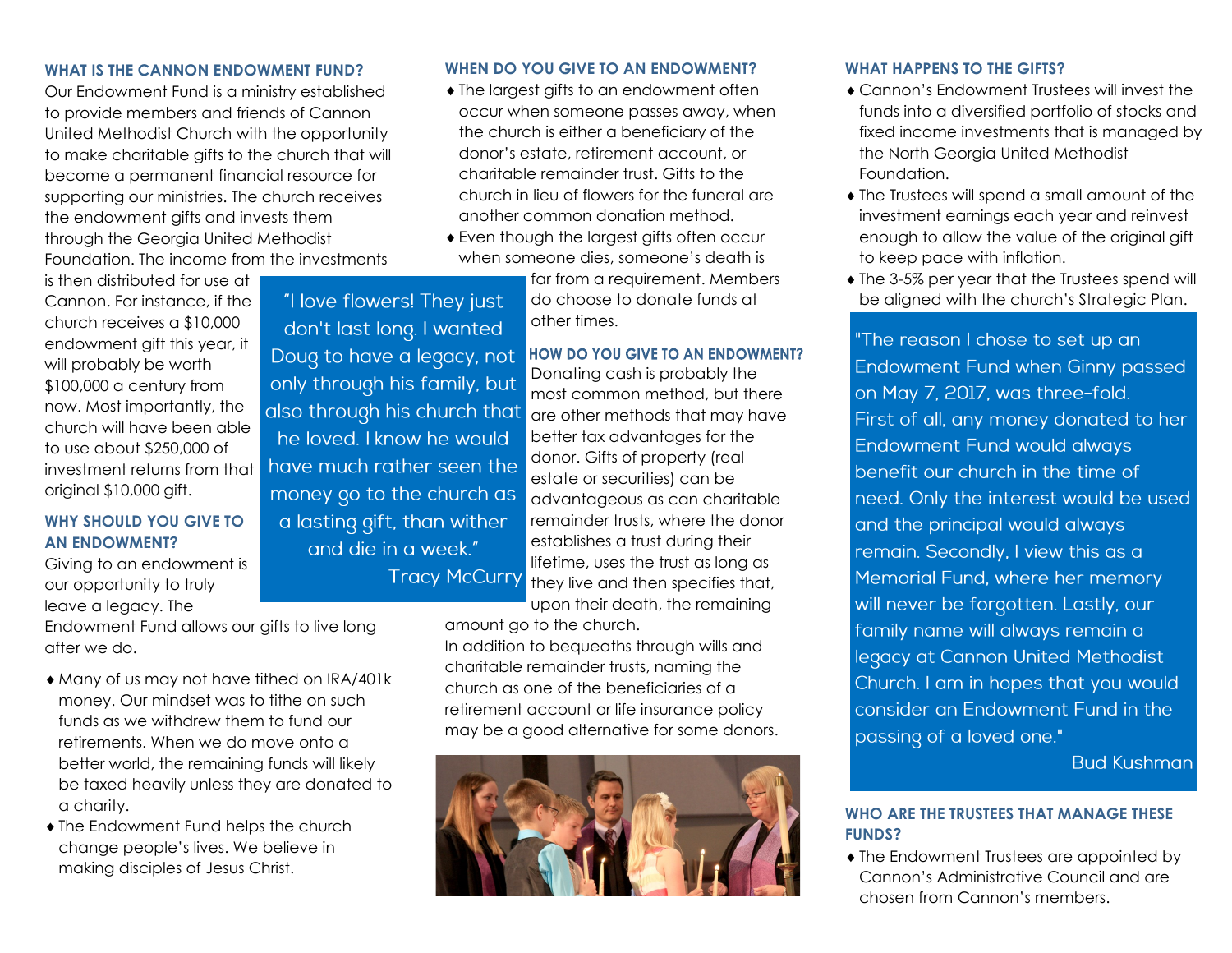## WHAT IS THE CANNON ENDOWMENT FUND?

Our Endowment Fund is a ministry established to provide members and friends of Cannon United Methodist Church with the opportunity to make charitable gifts to the church that will become a permanent financial resource for supporting our ministries. The church receives the endowment gifts and invests them through the Georgia United Methodist Foundation. The income from the investments is then distributed for use at Cannon. For instance, if the church receives a $10,000 endowment gift this year, it will probably be worth $100,000 a century from now. Most importantly, the church will have been able to use about $250,000 of investment returns from that original $10,000 gift.

## WHY SHOULD YOU GIVE TO AN ENDOWMENT?

Giving to an endowment is our opportunity to truly leave a legacy. The Endowment Fund allows our gifts to live long after we do.

- Many of us may not have tithed on IRA/401k money. Our mindset was to tithe on such funds as we withdrew them to fund our retirements. When we do move onto a better world, the remaining funds will likely be taxed heavily unless they are donated to a charity.
- The Endowment Fund helps the church change people's lives. We believe in making disciples of Jesus Christ.

> "I love flowers! They just don't last long. I wanted Doug to have a legacy, not only through his family, but also through his church that he loved. I know he would have much rather seen the money go to the church as a lasting gift, than wither and die in a week."
>
> Tracy McCurry

## WHEN DO YOU GIVE TO AN ENDOWMENT?

- The largest gifts to an endowment often occur when someone passes away, when the church is either a beneficiary of the donor's estate, retirement account, or charitable remainder trust. Gifts to the church in lieu of flowers for the funeral are another common donation method.
- Even though the largest gifts often occur when someone dies, someone's death is far from a requirement. Members do choose to donate funds at other times.

## HOW DO YOU GIVE TO AN ENDOWMENT?

Donating cash is probably the most common method, but there are other methods that may have better tax advantages for the donor. Gifts of property (real estate or securities) can be advantageous as can charitable remainder trusts, where the donor establishes a trust during their lifetime, uses the trust as long as they live and then specifies that, upon their death, the remaining amount go to the church.

In addition to bequeaths through wills and charitable remainder trusts, naming the church as one of the beneficiaries of a retirement account or life insurance policy may be a good alternative for some donors.

## WHAT HAPPENS TO THE GIFTS?

- Cannon's Endowment Trustees will invest the funds into a diversified portfolio of stocks and fixed income investments that is managed by the North Georgia United Methodist Foundation.
- The Trustees will spend a small amount of the investment earnings each year and reinvest enough to allow the value of the original gift to keep pace with inflation.
- The 3-5% per year that the Trustees spend will be aligned with the church's Strategic Plan.

> "The reason I chose to set up an Endowment Fund when Ginny passed on May 7, 2017, was three-fold. First of all, any money donated to her Endowment Fund would always benefit our church in the time of need. Only the interest would be used and the principal would always remain. Secondly, I view this as a Memorial Fund, where her memory will never be forgotten. Lastly, our family name will always remain a legacy at Cannon United Methodist Church. I am in hopes that you would consider an Endowment Fund in the passing of a loved one."
>
> Bud Kushman

## WHO ARE THE TRUSTEES THAT MANAGE THESE FUNDS?

- The Endowment Trustees are appointed by Cannon's Administrative Council and are chosen from Cannon's members.